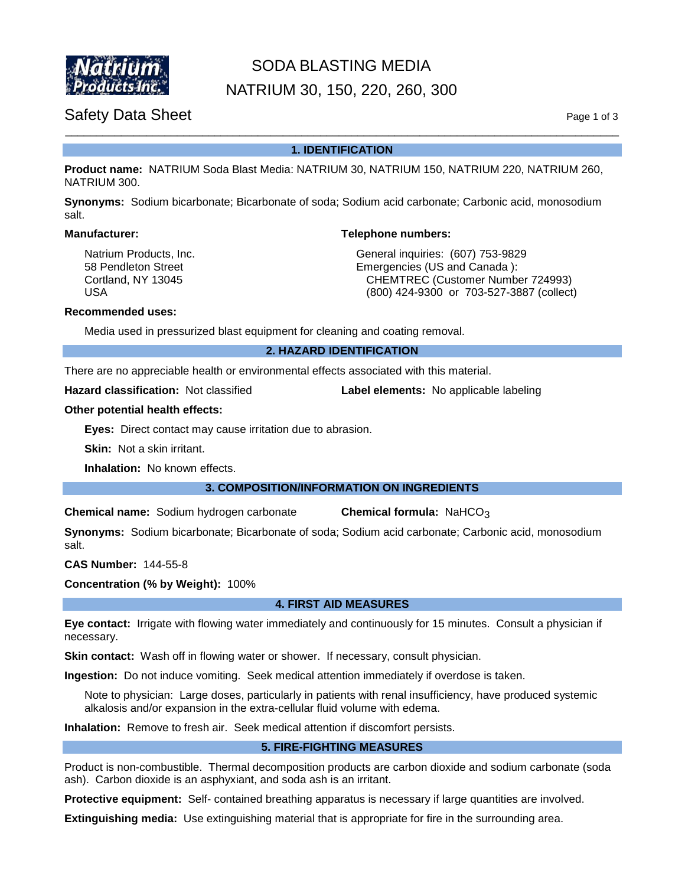# SODA BLASTING MEDIA
# NATRIUM 30, 150, 220, 260, 300

## Safety Data Sheet

## 1. IDENTIFICATION

**Product name:** NATRIUM Soda Blast Media: NATRIUM 30, NATRIUM 150, NATRIUM 220, NATRIUM 260, NATRIUM 300.

**Synonyms:** Sodium bicarbonate; Bicarbonate of soda; Sodium acid carbonate; Carbonic acid, monosodium salt.

**Manufacturer:**

Natrium Products, Inc.
58 Pendleton Street
Cortland, NY 13045
USA

**Telephone numbers:**

General inquiries: (607) 753-9829
Emergencies (US and Canada ):
CHEMTREC (Customer Number 724993)
(800) 424-9300 or 703-527-3887 (collect)

**Recommended uses:**

Media used in pressurized blast equipment for cleaning and coating removal.

## 2. HAZARD IDENTIFICATION

There are no appreciable health or environmental effects associated with this material.

**Hazard classification:** Not classified

**Label elements:** No applicable labeling

**Other potential health effects:**

**Eyes:** Direct contact may cause irritation due to abrasion.

**Skin:** Not a skin irritant.

**Inhalation:** No known effects.

## 3. COMPOSITION/INFORMATION ON INGREDIENTS

**Chemical name:** Sodium hydrogen carbonate

**Chemical formula:** $NaHCO_3$

**Synonyms:** Sodium bicarbonate; Bicarbonate of soda; Sodium acid carbonate; Carbonic acid, monosodium salt.

**CAS Number:** 144-55-8

**Concentration (% by Weight):** 100%

## 4. FIRST AID MEASURES

**Eye contact:** Irrigate with flowing water immediately and continuously for 15 minutes. Consult a physician if necessary.

**Skin contact:** Wash off in flowing water or shower. If necessary, consult physician.

**Ingestion:** Do not induce vomiting. Seek medical attention immediately if overdose is taken.

Note to physician: Large doses, particularly in patients with renal insufficiency, have produced systemic alkalosis and/or expansion in the extra-cellular fluid volume with edema.

**Inhalation:** Remove to fresh air. Seek medical attention if discomfort persists.

## 5. FIRE-FIGHTING MEASURES

Product is non-combustible. Thermal decomposition products are carbon dioxide and sodium carbonate (soda ash). Carbon dioxide is an asphyxiant, and soda ash is an irritant.

**Protective equipment:** Self- contained breathing apparatus is necessary if large quantities are involved.

**Extinguishing media:** Use extinguishing material that is appropriate for fire in the surrounding area.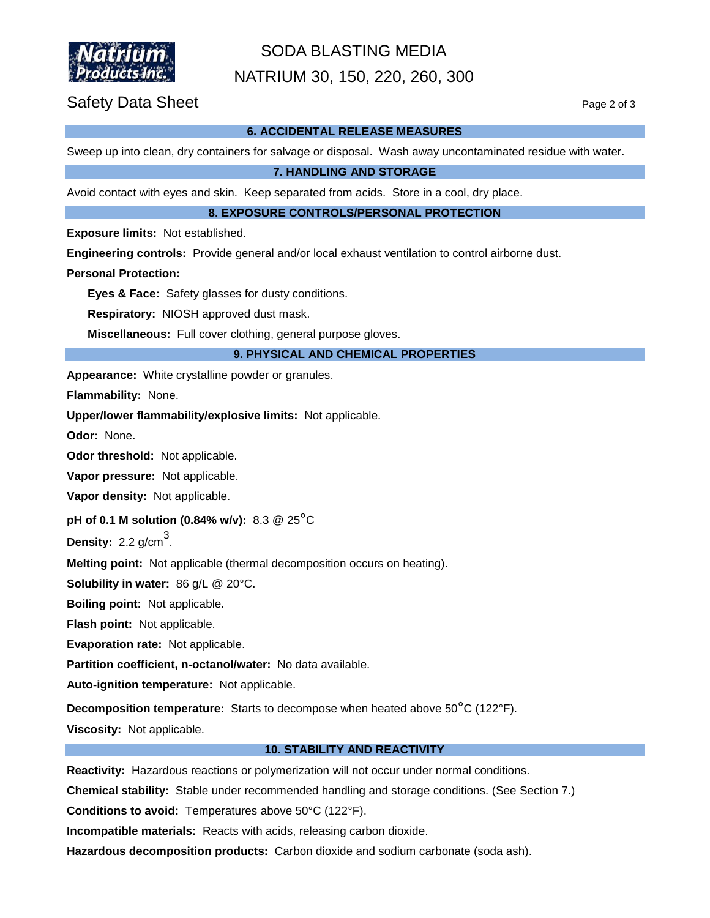## 6. ACCIDENTAL RELEASE MEASURES

Sweep up into clean, dry containers for salvage or disposal. Wash away uncontaminated residue with water.

## 7. HANDLING AND STORAGE

Avoid contact with eyes and skin. Keep separated from acids. Store in a cool, dry place.

## 8. EXPOSURE CONTROLS/PERSONAL PROTECTION

**Exposure limits:** Not established.

**Engineering controls:** Provide general and/or local exhaust ventilation to control airborne dust.

**Personal Protection:**

- **Eyes & Face:** Safety glasses for dusty conditions.
- **Respiratory:** NIOSH approved dust mask.
- **Miscellaneous:** Full cover clothing, general purpose gloves.

## 9. PHYSICAL AND CHEMICAL PROPERTIES

**Appearance:** White crystalline powder or granules.

**Flammability:** None.

**Upper/lower flammability/explosive limits:** Not applicable.

**Odor:** None.

**Odor threshold:** Not applicable.

**Vapor pressure:** Not applicable.

**Vapor density:** Not applicable.

**pH of 0.1 M solution (0.84% w/v):** 8.3 @ 25°C

**Density:** 2.2 g/cm$^3$.

**Melting point:** Not applicable (thermal decomposition occurs on heating).

**Solubility in water:** 86 g/L @ 20°C.

**Boiling point:** Not applicable.

**Flash point:** Not applicable.

**Evaporation rate:** Not applicable.

**Partition coefficient, n-octanol/water:** No data available.

**Auto-ignition temperature:** Not applicable.

**Decomposition temperature:** Starts to decompose when heated above 50°C (122°F).

**Viscosity:** Not applicable.

## 10. STABILITY AND REACTIVITY

**Reactivity:** Hazardous reactions or polymerization will not occur under normal conditions.

**Chemical stability:** Stable under recommended handling and storage conditions. (See Section 7.)

**Conditions to avoid:** Temperatures above 50°C (122°F).

**Incompatible materials:** Reacts with acids, releasing carbon dioxide.

**Hazardous decomposition products:** Carbon dioxide and sodium carbonate (soda ash).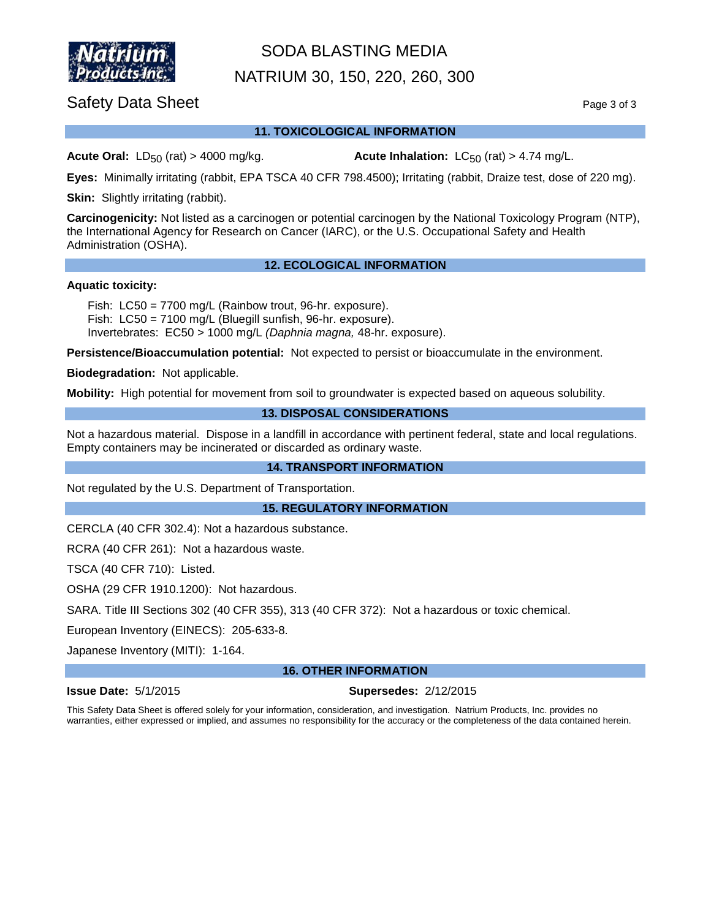## 11. TOXICOLOGICAL INFORMATION

**Acute Oral:** $LD_{50}$ (rat) > 4000 mg/kg.

**Acute Inhalation:** $LC_{50}$ (rat) > 4.74 mg/L.

**Eyes:** Minimally irritating (rabbit, EPA TSCA 40 CFR 798.4500); Irritating (rabbit, Draize test, dose of 220 mg).

**Skin:** Slightly irritating (rabbit).

**Carcinogenicity:** Not listed as a carcinogen or potential carcinogen by the National Toxicology Program (NTP), the International Agency for Research on Cancer (IARC), or the U.S. Occupational Safety and Health Administration (OSHA).

## 12. ECOLOGICAL INFORMATION

**Aquatic toxicity:**

Fish: LC50 = 7700 mg/L (Rainbow trout, 96-hr. exposure).
Fish: LC50 = 7100 mg/L (Bluegill sunfish, 96-hr. exposure).
Invertebrates: EC50 > 1000 mg/L *(Daphnia magna,* 48-hr. exposure).

**Persistence/Bioaccumulation potential:** Not expected to persist or bioaccumulate in the environment.

**Biodegradation:** Not applicable.

**Mobility:** High potential for movement from soil to groundwater is expected based on aqueous solubility.

## 13. DISPOSAL CONSIDERATIONS

Not a hazardous material. Dispose in a landfill in accordance with pertinent federal, state and local regulations. Empty containers may be incinerated or discarded as ordinary waste.

## 14. TRANSPORT INFORMATION

Not regulated by the U.S. Department of Transportation.

## 15. REGULATORY INFORMATION

CERCLA (40 CFR 302.4): Not a hazardous substance.

RCRA (40 CFR 261): Not a hazardous waste.

TSCA (40 CFR 710): Listed.

OSHA (29 CFR 1910.1200): Not hazardous.

SARA. Title III Sections 302 (40 CFR 355), 313 (40 CFR 372): Not a hazardous or toxic chemical.

European Inventory (EINECS): 205-633-8.

Japanese Inventory (MITI): 1-164.

## 16. OTHER INFORMATION

**Issue Date:** 5/1/2015

**Supersedes:** 2/12/2015

This Safety Data Sheet is offered solely for your information, consideration, and investigation. Natrium Products, Inc. provides no warranties, either expressed or implied, and assumes no responsibility for the accuracy or the completeness of the data contained herein.